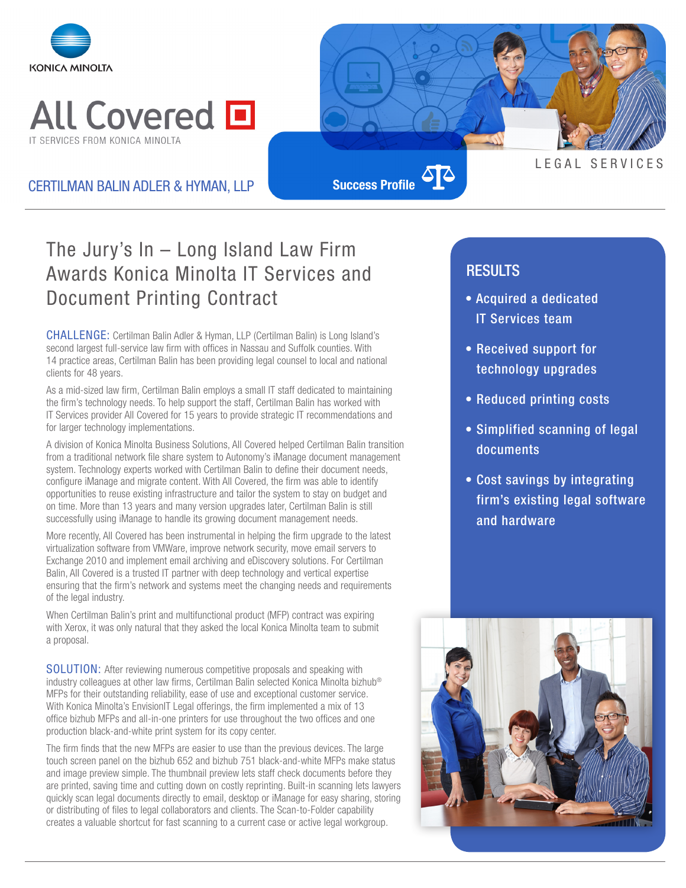KONICA MINOLTA

# All Covered

IT SERVICES FROM KONICA MINOLTA

CERTILMAN BALIN ADLER & HYMAN, LLP

Success Profile

LEGAL SERVICES

## The Jury's In – Long Island Law Firm Awards Konica Minolta IT Services and Document Printing Contract

**CHALLENGE:** Certilman Balin Adler & Hyman, LLP (Certilman Balin) is Long Island's second largest full-service law firm with offices in Nassau and Suffolk counties. With 14 practice areas, Certilman Balin has been providing legal counsel to local and national clients for 48 years.

As a mid-sized law firm, Certilman Balin employs a small IT staff dedicated to maintaining the firm's technology needs. To help support the staff, Certilman Balin has worked with IT Services provider All Covered for 15 years to provide strategic IT recommendations and for larger technology implementations.

A division of Konica Minolta Business Solutions, All Covered helped Certilman Balin transition from a traditional network file share system to Autonomy's iManage document management system. Technology experts worked with Certilman Balin to define their document needs, configure iManage and migrate content. With All Covered, the firm was able to identify opportunities to reuse existing infrastructure and tailor the system to stay on budget and on time. More than 13 years and many version upgrades later, Certilman Balin is still successfully using iManage to handle its growing document management needs.

More recently, All Covered has been instrumental in helping the firm upgrade to the latest virtualization software from VMWare, improve network security, move email servers to Exchange 2010 and implement email archiving and eDiscovery solutions. For Certilman Balin, All Covered is a trusted IT partner with deep technology and vertical expertise ensuring that the firm's network and systems meet the changing needs and requirements of the legal industry.

When Certilman Balin's print and multifunctional product (MFP) contract was expiring with Xerox, it was only natural that they asked the local Konica Minolta team to submit a proposal.

**SOLUTION:** After reviewing numerous competitive proposals and speaking with industry colleagues at other law firms, Certilman Balin selected Konica Minolta bizhub® MFPs for their outstanding reliability, ease of use and exceptional customer service. With Konica Minolta's EnvisionIT Legal offerings, the firm implemented a mix of 13 office bizhub MFPs and all-in-one printers for use throughout the two offices and one production black-and-white print system for its copy center.

The firm finds that the new MFPs are easier to use than the previous devices. The large touch screen panel on the bizhub 652 and bizhub 751 black-and-white MFPs make status and image preview simple. The thumbnail preview lets staff check documents before they are printed, saving time and cutting down on costly reprinting. Built-in scanning lets lawyers quickly scan legal documents directly to email, desktop or iManage for easy sharing, storing or distributing of files to legal collaborators and clients. The Scan-to-Folder capability creates a valuable shortcut for fast scanning to a current case or active legal workgroup.

### RESULTS

- Acquired a dedicated IT Services team
- Received support for technology upgrades
- Reduced printing costs
- Simplified scanning of legal documents
- Cost savings by integrating firm's existing legal software and hardware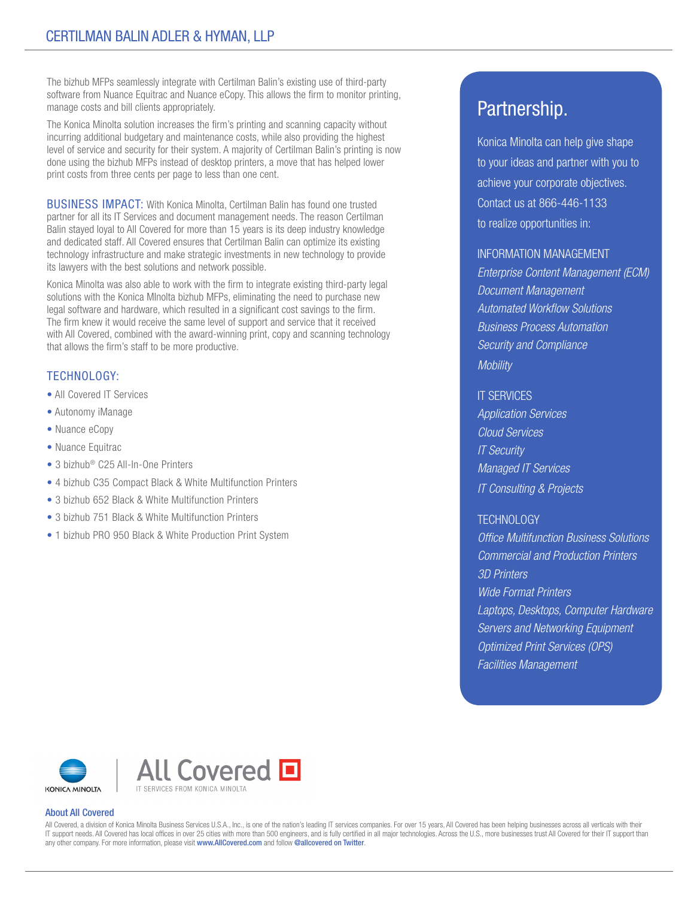The bizhub MFPs seamlessly integrate with Certilman Balin's existing use of third-party software from Nuance Equitrac and Nuance eCopy. This allows the firm to monitor printing, manage costs and bill clients appropriately.

The Konica Minolta solution increases the firm's printing and scanning capacity without incurring additional budgetary and maintenance costs, while also providing the highest level of service and security for their system. A majority of Certilman Balin's printing is now done using the bizhub MFPs instead of desktop printers, a move that has helped lower print costs from three cents per page to less than one cent.

**BUSINESS IMPACT:** With Konica Minolta, Certilman Balin has found one trusted partner for all its IT Services and document management needs. The reason Certilman Balin stayed loyal to All Covered for more than 15 years is its deep industry knowledge and dedicated staff. All Covered ensures that Certilman Balin can optimize its existing technology infrastructure and make strategic investments in new technology to provide its lawyers with the best solutions and network possible.

Konica Minolta was also able to work with the firm to integrate existing third-party legal solutions with the Konica MInolta bizhub MFPs, eliminating the need to purchase new legal software and hardware, which resulted in a significant cost savings to the firm. The firm knew it would receive the same level of support and service that it received with All Covered, combined with the award-winning print, copy and scanning technology that allows the firm's staff to be more productive.

## TECHNOLOGY:

- All Covered IT Services
- Autonomy iManage
- Nuance eCopy
- Nuance Equitrac
- 3 bizhub® C25 All-In-One Printers
- 4 bizhub C35 Compact Black & White Multifunction Printers
- 3 bizhub 652 Black & White Multifunction Printers
- 3 bizhub 751 Black & White Multifunction Printers
- 1 bizhub PRO 950 Black & White Production Print System

## Partnership.

Konica Minolta can help give shape to your ideas and partner with you to achieve your corporate objectives. Contact us at 866-446-1133 to realize opportunities in:

INFORMATION MANAGEMENT

*Enterprise Content Management (ECM)*
*Document Management*
*Automated Workflow Solutions*
*Business Process Automation*
*Security and Compliance*
*Mobility*

IT SERVICES

*Application Services*
*Cloud Services*
*IT Security*
*Managed IT Services*
*IT Consulting & Projects*

TECHNOLOGY

*Office Multifunction Business Solutions*
*Commercial and Production Printers*
*3D Printers*
*Wide Format Printers*
*Laptops, Desktops, Computer Hardware*
*Servers and Networking Equipment*
*Optimized Print Services (OPS)*
*Facilities Management*

KONICA MINOLTA | All Covered — IT SERVICES FROM KONICA MINOLTA

### About All Covered

All Covered, a division of Konica Minolta Business Services U.S.A., Inc., is one of the nation's leading IT services companies. For over 15 years, All Covered has been helping businesses across all verticals with their IT support needs. All Covered has local offices in over 25 cities with more than 500 engineers, and is fully certified in all major technologies. Across the U.S., more businesses trust All Covered for their IT support than any other company. For more information, please visit www.AllCovered.com and follow @allcovered on Twitter.